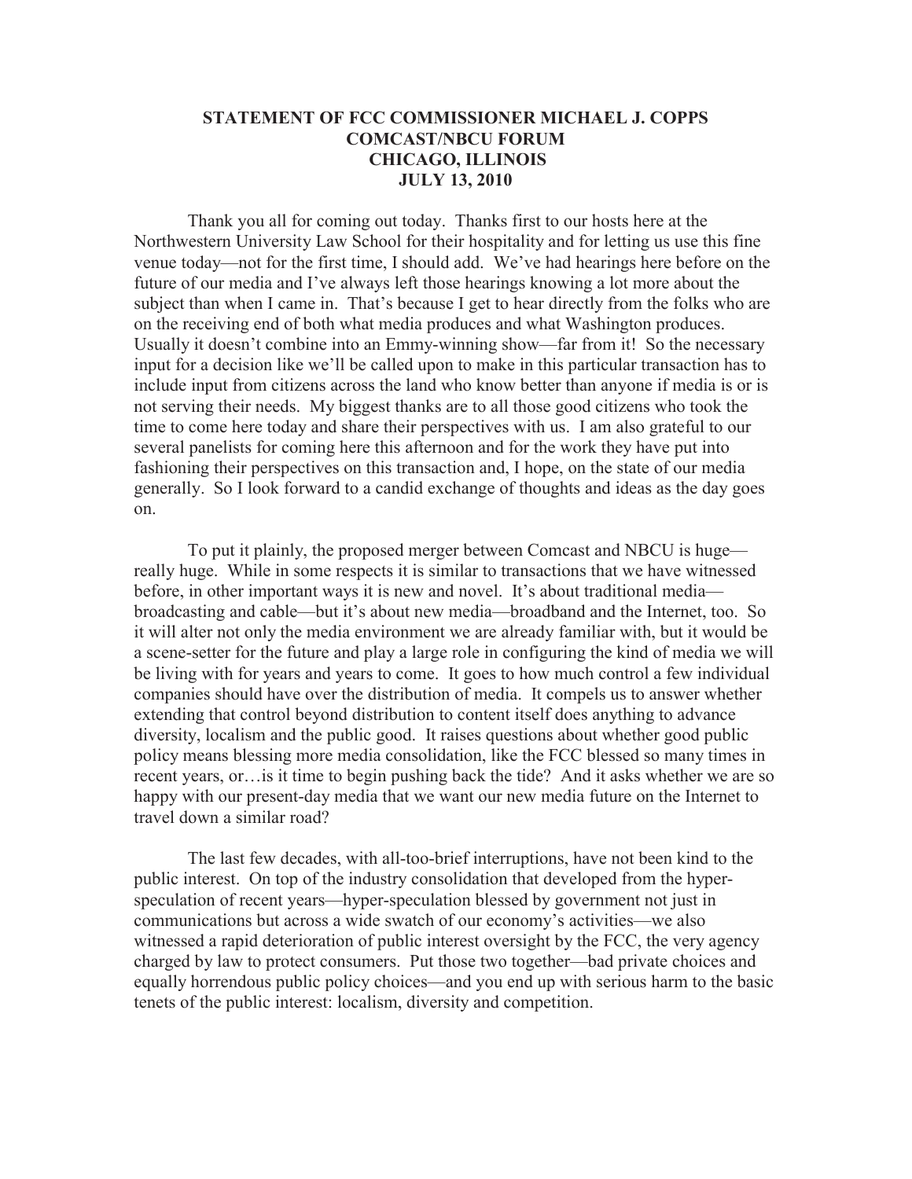# STATEMENT OF FCC COMMISSIONER MICHAEL J. COPPS
# COMCAST/NBCU FORUM
# CHICAGO, ILLINOIS
# JULY 13, 2010

Thank you all for coming out today. Thanks first to our hosts here at the Northwestern University Law School for their hospitality and for letting us use this fine venue today—not for the first time, I should add. We've had hearings here before on the future of our media and I've always left those hearings knowing a lot more about the subject than when I came in. That's because I get to hear directly from the folks who are on the receiving end of both what media produces and what Washington produces. Usually it doesn't combine into an Emmy-winning show—far from it! So the necessary input for a decision like we'll be called upon to make in this particular transaction has to include input from citizens across the land who know better than anyone if media is or is not serving their needs. My biggest thanks are to all those good citizens who took the time to come here today and share their perspectives with us. I am also grateful to our several panelists for coming here this afternoon and for the work they have put into fashioning their perspectives on this transaction and, I hope, on the state of our media generally. So I look forward to a candid exchange of thoughts and ideas as the day goes on.

To put it plainly, the proposed merger between Comcast and NBCU is huge—really huge. While in some respects it is similar to transactions that we have witnessed before, in other important ways it is new and novel. It's about traditional media—broadcasting and cable—but it's about new media—broadband and the Internet, too. So it will alter not only the media environment we are already familiar with, but it would be a scene-setter for the future and play a large role in configuring the kind of media we will be living with for years and years to come. It goes to how much control a few individual companies should have over the distribution of media. It compels us to answer whether extending that control beyond distribution to content itself does anything to advance diversity, localism and the public good. It raises questions about whether good public policy means blessing more media consolidation, like the FCC blessed so many times in recent years, or…is it time to begin pushing back the tide? And it asks whether we are so happy with our present-day media that we want our new media future on the Internet to travel down a similar road?

The last few decades, with all-too-brief interruptions, have not been kind to the public interest. On top of the industry consolidation that developed from the hyper-speculation of recent years—hyper-speculation blessed by government not just in communications but across a wide swatch of our economy's activities—we also witnessed a rapid deterioration of public interest oversight by the FCC, the very agency charged by law to protect consumers. Put those two together—bad private choices and equally horrendous public policy choices—and you end up with serious harm to the basic tenets of the public interest: localism, diversity and competition.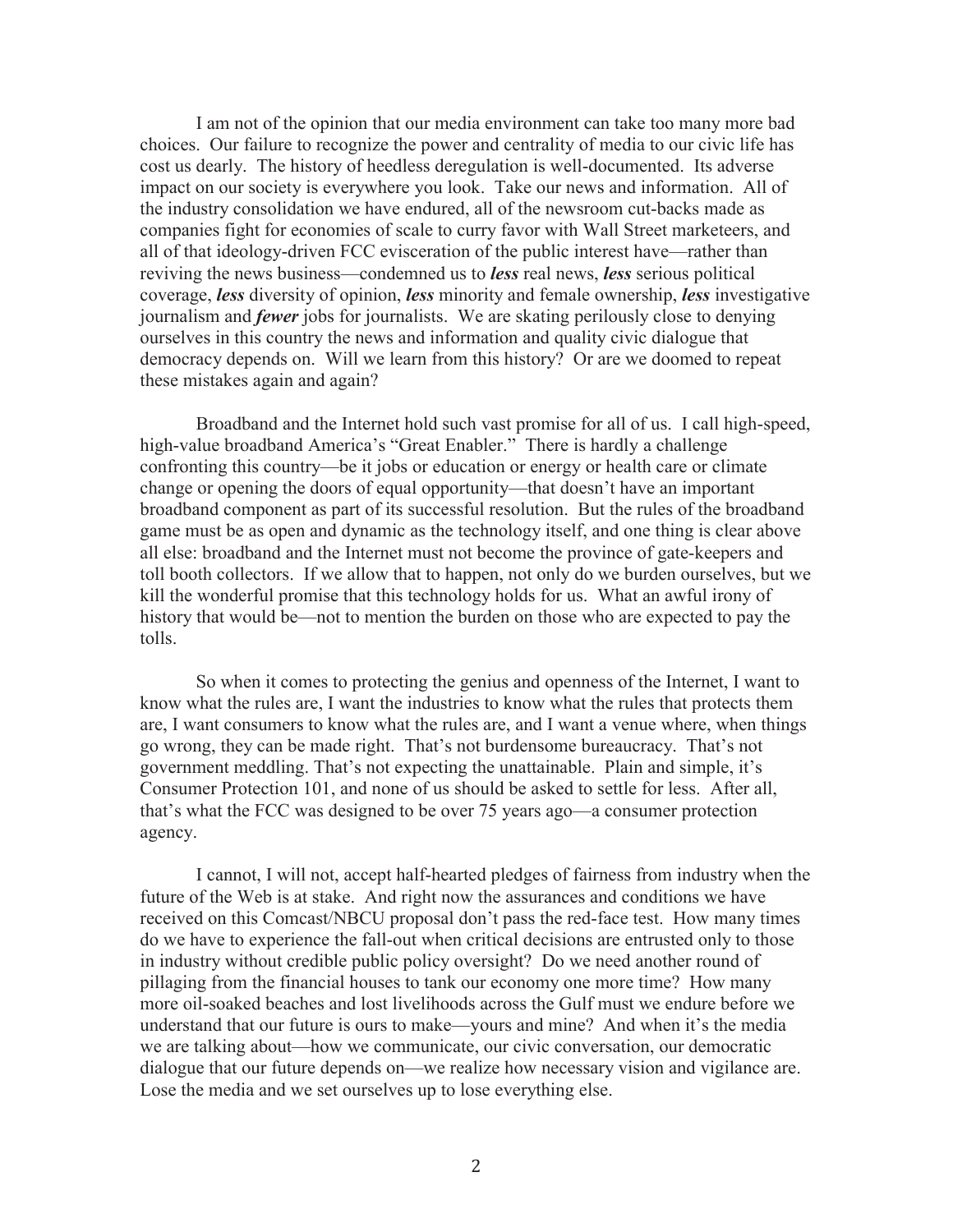I am not of the opinion that our media environment can take too many more bad choices. Our failure to recognize the power and centrality of media to our civic life has cost us dearly. The history of heedless deregulation is well-documented. Its adverse impact on our society is everywhere you look. Take our news and information. All of the industry consolidation we have endured, all of the newsroom cut-backs made as companies fight for economies of scale to curry favor with Wall Street marketeers, and all of that ideology-driven FCC evisceration of the public interest have—rather than reviving the news business—condemned us to ***less*** real news, ***less*** serious political coverage, ***less*** diversity of opinion, ***less*** minority and female ownership, ***less*** investigative journalism and ***fewer*** jobs for journalists. We are skating perilously close to denying ourselves in this country the news and information and quality civic dialogue that democracy depends on. Will we learn from this history? Or are we doomed to repeat these mistakes again and again?

Broadband and the Internet hold such vast promise for all of us. I call high-speed, high-value broadband America's "Great Enabler." There is hardly a challenge confronting this country—be it jobs or education or energy or health care or climate change or opening the doors of equal opportunity—that doesn't have an important broadband component as part of its successful resolution. But the rules of the broadband game must be as open and dynamic as the technology itself, and one thing is clear above all else: broadband and the Internet must not become the province of gate-keepers and toll booth collectors. If we allow that to happen, not only do we burden ourselves, but we kill the wonderful promise that this technology holds for us. What an awful irony of history that would be—not to mention the burden on those who are expected to pay the tolls.

So when it comes to protecting the genius and openness of the Internet, I want to know what the rules are, I want the industries to know what the rules that protects them are, I want consumers to know what the rules are, and I want a venue where, when things go wrong, they can be made right. That's not burdensome bureaucracy. That's not government meddling. That's not expecting the unattainable. Plain and simple, it's Consumer Protection 101, and none of us should be asked to settle for less. After all, that's what the FCC was designed to be over 75 years ago—a consumer protection agency.

I cannot, I will not, accept half-hearted pledges of fairness from industry when the future of the Web is at stake. And right now the assurances and conditions we have received on this Comcast/NBCU proposal don't pass the red-face test. How many times do we have to experience the fall-out when critical decisions are entrusted only to those in industry without credible public policy oversight? Do we need another round of pillaging from the financial houses to tank our economy one more time? How many more oil-soaked beaches and lost livelihoods across the Gulf must we endure before we understand that our future is ours to make—yours and mine? And when it's the media we are talking about—how we communicate, our civic conversation, our democratic dialogue that our future depends on—we realize how necessary vision and vigilance are. Lose the media and we set ourselves up to lose everything else.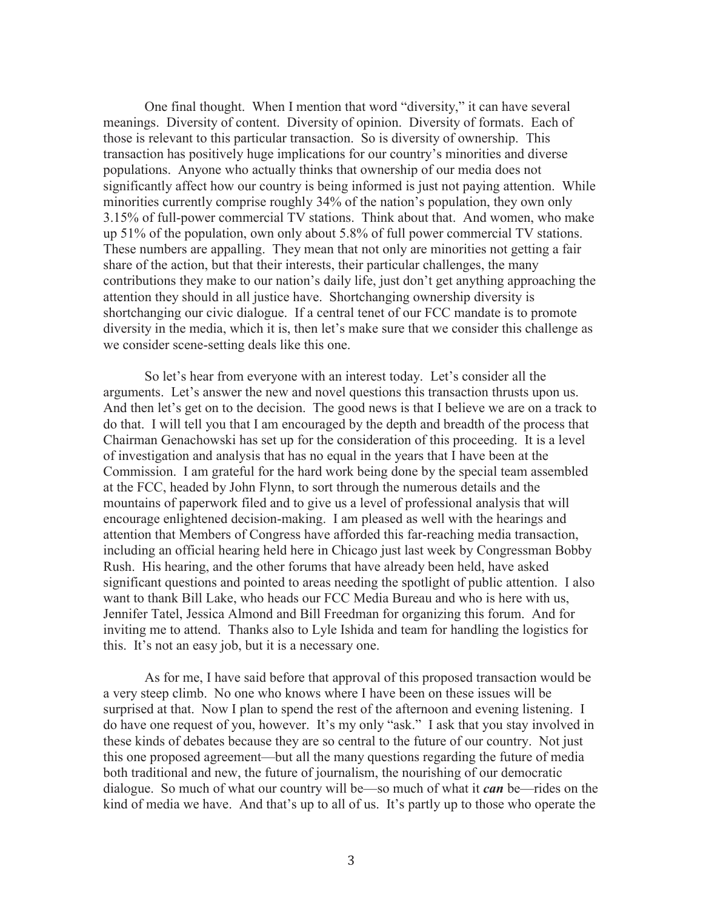One final thought. When I mention that word "diversity," it can have several meanings. Diversity of content. Diversity of opinion. Diversity of formats. Each of those is relevant to this particular transaction. So is diversity of ownership. This transaction has positively huge implications for our country's minorities and diverse populations. Anyone who actually thinks that ownership of our media does not significantly affect how our country is being informed is just not paying attention. While minorities currently comprise roughly 34% of the nation's population, they own only 3.15% of full-power commercial TV stations. Think about that. And women, who make up 51% of the population, own only about 5.8% of full power commercial TV stations. These numbers are appalling. They mean that not only are minorities not getting a fair share of the action, but that their interests, their particular challenges, the many contributions they make to our nation's daily life, just don't get anything approaching the attention they should in all justice have. Shortchanging ownership diversity is shortchanging our civic dialogue. If a central tenet of our FCC mandate is to promote diversity in the media, which it is, then let's make sure that we consider this challenge as we consider scene-setting deals like this one.

So let's hear from everyone with an interest today. Let's consider all the arguments. Let's answer the new and novel questions this transaction thrusts upon us. And then let's get on to the decision. The good news is that I believe we are on a track to do that. I will tell you that I am encouraged by the depth and breadth of the process that Chairman Genachowski has set up for the consideration of this proceeding. It is a level of investigation and analysis that has no equal in the years that I have been at the Commission. I am grateful for the hard work being done by the special team assembled at the FCC, headed by John Flynn, to sort through the numerous details and the mountains of paperwork filed and to give us a level of professional analysis that will encourage enlightened decision-making. I am pleased as well with the hearings and attention that Members of Congress have afforded this far-reaching media transaction, including an official hearing held here in Chicago just last week by Congressman Bobby Rush. His hearing, and the other forums that have already been held, have asked significant questions and pointed to areas needing the spotlight of public attention. I also want to thank Bill Lake, who heads our FCC Media Bureau and who is here with us, Jennifer Tatel, Jessica Almond and Bill Freedman for organizing this forum. And for inviting me to attend. Thanks also to Lyle Ishida and team for handling the logistics for this. It's not an easy job, but it is a necessary one.

As for me, I have said before that approval of this proposed transaction would be a very steep climb. No one who knows where I have been on these issues will be surprised at that. Now I plan to spend the rest of the afternoon and evening listening. I do have one request of you, however. It's my only "ask." I ask that you stay involved in these kinds of debates because they are so central to the future of our country. Not just this one proposed agreement—but all the many questions regarding the future of media both traditional and new, the future of journalism, the nourishing of our democratic dialogue. So much of what our country will be—so much of what it ***can*** be—rides on the kind of media we have. And that's up to all of us. It's partly up to those who operate the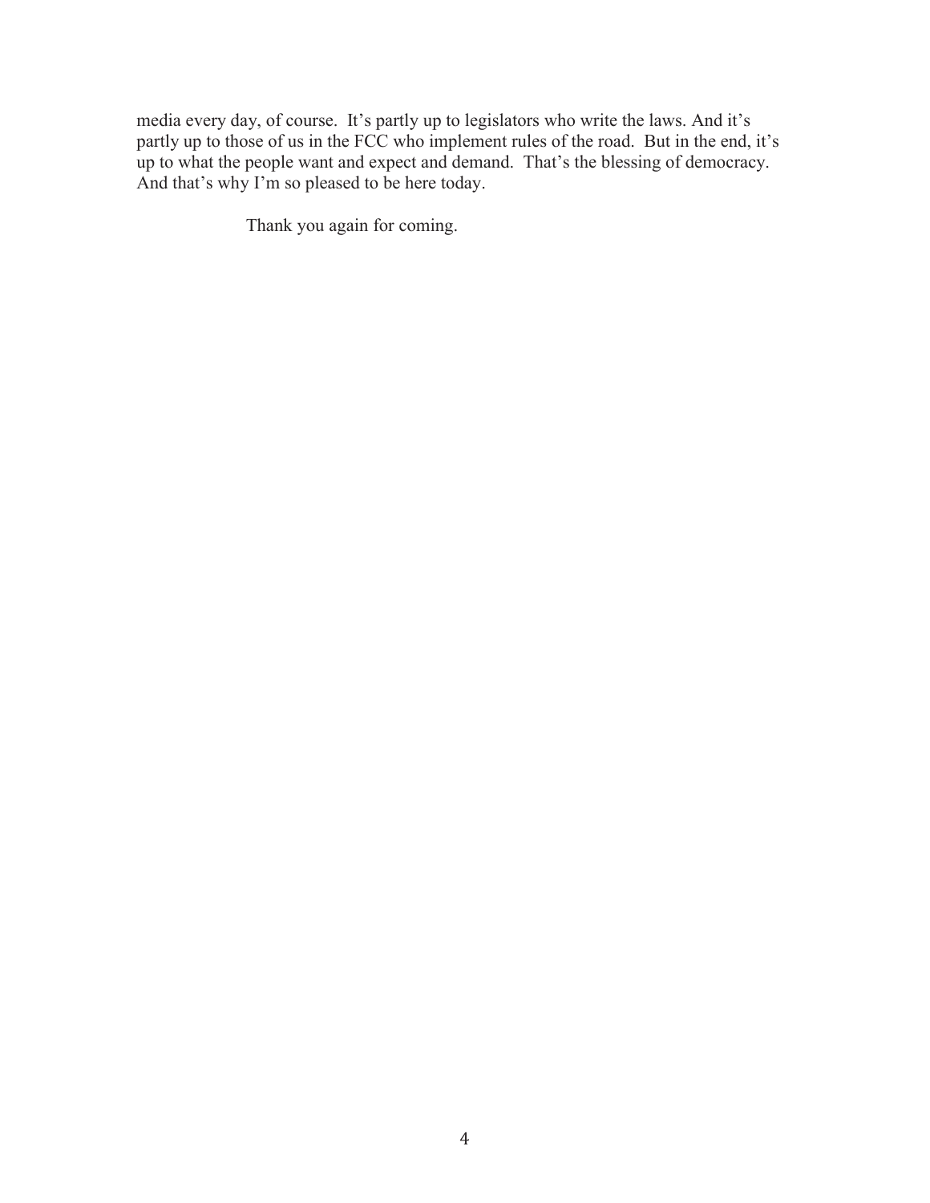media every day, of course. It's partly up to legislators who write the laws. And it's partly up to those of us in the FCC who implement rules of the road. But in the end, it's up to what the people want and expect and demand. That's the blessing of democracy. And that's why I'm so pleased to be here today.

Thank you again for coming.